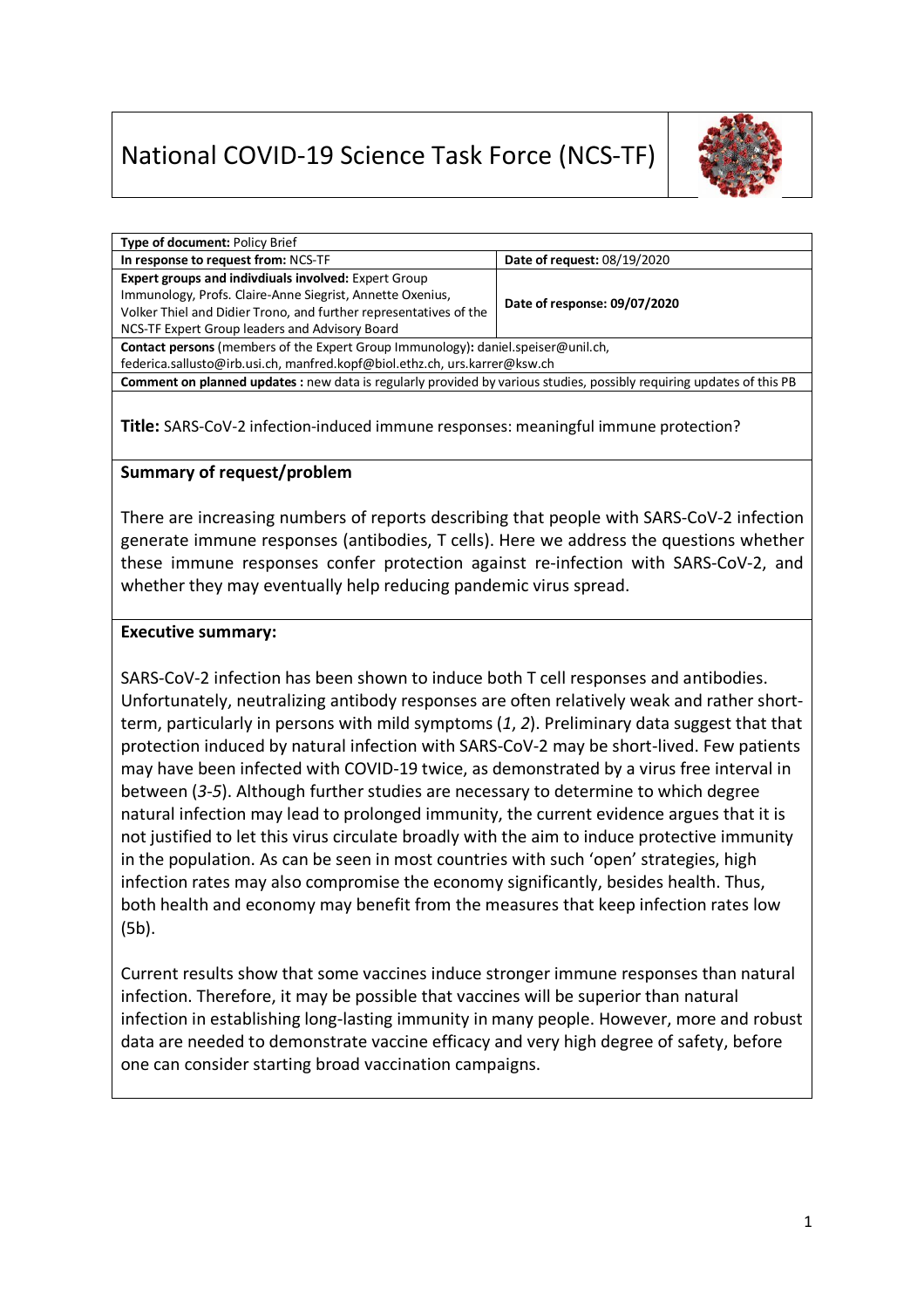# National COVID-19 Science Task Force (NCS-TF)

| **Type of document:** Policy Brief | |
|---|---|
| **In response to request from:** NCS-TF | **Date of request:** 08/19/2020 |
| **Expert groups and indivdiuals involved:** Expert Group Immunology, Profs. Claire-Anne Siegrist, Annette Oxenius, Volker Thiel and Didier Trono, and further representatives of the NCS-TF Expert Group leaders and Advisory Board | **Date of response: 09/07/2020** |
| **Contact persons** (members of the Expert Group Immunology)**:** daniel.speiser@unil.ch, federica.sallusto@irb.usi.ch, manfred.kopf@biol.ethz.ch, urs.karrer@ksw.ch | |
| **Comment on planned updates :** new data is regularly provided by various studies, possibly requiring updates of this PB | |

**Title:** SARS-CoV-2 infection-induced immune responses: meaningful immune protection?

## Summary of request/problem

There are increasing numbers of reports describing that people with SARS-CoV-2 infection generate immune responses (antibodies, T cells). Here we address the questions whether these immune responses confer protection against re-infection with SARS-CoV-2, and whether they may eventually help reducing pandemic virus spread.

## Executive summary:

SARS-CoV-2 infection has been shown to induce both T cell responses and antibodies. Unfortunately, neutralizing antibody responses are often relatively weak and rather short-term, particularly in persons with mild symptoms (*1*, *2*). Preliminary data suggest that that protection induced by natural infection with SARS-CoV-2 may be short-lived. Few patients may have been infected with COVID-19 twice, as demonstrated by a virus free interval in between (*3*-*5*). Although further studies are necessary to determine to which degree natural infection may lead to prolonged immunity, the current evidence argues that it is not justified to let this virus circulate broadly with the aim to induce protective immunity in the population. As can be seen in most countries with such 'open' strategies, high infection rates may also compromise the economy significantly, besides health. Thus, both health and economy may benefit from the measures that keep infection rates low (5b).

Current results show that some vaccines induce stronger immune responses than natural infection. Therefore, it may be possible that vaccines will be superior than natural infection in establishing long-lasting immunity in many people. However, more and robust data are needed to demonstrate vaccine efficacy and very high degree of safety, before one can consider starting broad vaccination campaigns.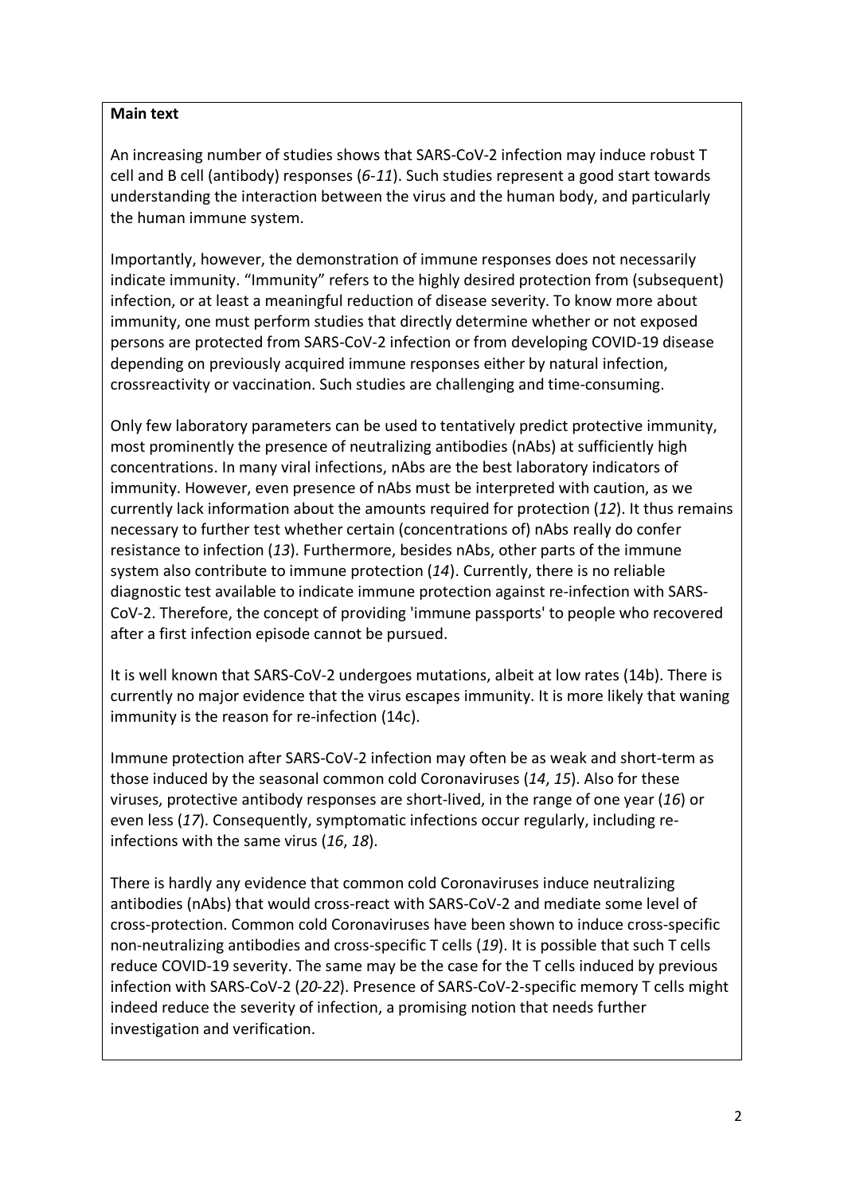**Main text**

An increasing number of studies shows that SARS-CoV-2 infection may induce robust T cell and B cell (antibody) responses (*6*-*11*). Such studies represent a good start towards understanding the interaction between the virus and the human body, and particularly the human immune system.

Importantly, however, the demonstration of immune responses does not necessarily indicate immunity. "Immunity" refers to the highly desired protection from (subsequent) infection, or at least a meaningful reduction of disease severity. To know more about immunity, one must perform studies that directly determine whether or not exposed persons are protected from SARS-CoV-2 infection or from developing COVID-19 disease depending on previously acquired immune responses either by natural infection, crossreactivity or vaccination. Such studies are challenging and time-consuming.

Only few laboratory parameters can be used to tentatively predict protective immunity, most prominently the presence of neutralizing antibodies (nAbs) at sufficiently high concentrations. In many viral infections, nAbs are the best laboratory indicators of immunity. However, even presence of nAbs must be interpreted with caution, as we currently lack information about the amounts required for protection (*12*). It thus remains necessary to further test whether certain (concentrations of) nAbs really do confer resistance to infection (*13*). Furthermore, besides nAbs, other parts of the immune system also contribute to immune protection (*14*). Currently, there is no reliable diagnostic test available to indicate immune protection against re-infection with SARS-CoV-2. Therefore, the concept of providing 'immune passports' to people who recovered after a first infection episode cannot be pursued.

It is well known that SARS-CoV-2 undergoes mutations, albeit at low rates (14b). There is currently no major evidence that the virus escapes immunity. It is more likely that waning immunity is the reason for re-infection (14c).

Immune protection after SARS-CoV-2 infection may often be as weak and short-term as those induced by the seasonal common cold Coronaviruses (*14*, *15*). Also for these viruses, protective antibody responses are short-lived, in the range of one year (*16*) or even less (*17*). Consequently, symptomatic infections occur regularly, including re-infections with the same virus (*16*, *18*).

There is hardly any evidence that common cold Coronaviruses induce neutralizing antibodies (nAbs) that would cross-react with SARS-CoV-2 and mediate some level of cross-protection. Common cold Coronaviruses have been shown to induce cross-specific non-neutralizing antibodies and cross-specific T cells (*19*). It is possible that such T cells reduce COVID-19 severity. The same may be the case for the T cells induced by previous infection with SARS-CoV-2 (*20*-*22*). Presence of SARS-CoV-2-specific memory T cells might indeed reduce the severity of infection, a promising notion that needs further investigation and verification.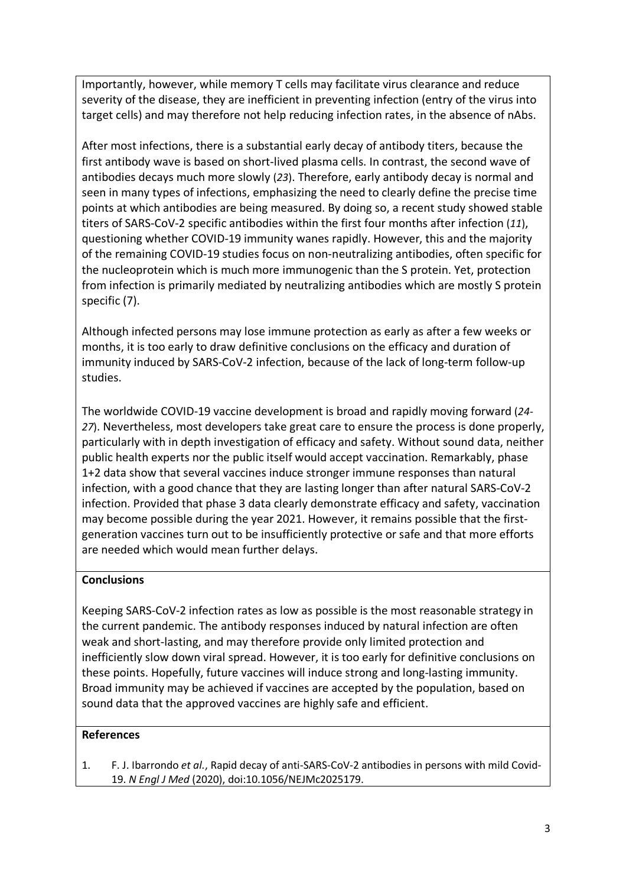Importantly, however, while memory T cells may facilitate virus clearance and reduce severity of the disease, they are inefficient in preventing infection (entry of the virus into target cells) and may therefore not help reducing infection rates, in the absence of nAbs.

After most infections, there is a substantial early decay of antibody titers, because the first antibody wave is based on short-lived plasma cells. In contrast, the second wave of antibodies decays much more slowly (*23*). Therefore, early antibody decay is normal and seen in many types of infections, emphasizing the need to clearly define the precise time points at which antibodies are being measured. By doing so, a recent study showed stable titers of SARS-CoV-2 specific antibodies within the first four months after infection (*11*), questioning whether COVID-19 immunity wanes rapidly. However, this and the majority of the remaining COVID-19 studies focus on non-neutralizing antibodies, often specific for the nucleoprotein which is much more immunogenic than the S protein. Yet, protection from infection is primarily mediated by neutralizing antibodies which are mostly S protein specific (7).

Although infected persons may lose immune protection as early as after a few weeks or months, it is too early to draw definitive conclusions on the efficacy and duration of immunity induced by SARS-CoV-2 infection, because of the lack of long-term follow-up studies.

The worldwide COVID-19 vaccine development is broad and rapidly moving forward (*24-27*). Nevertheless, most developers take great care to ensure the process is done properly, particularly with in depth investigation of efficacy and safety. Without sound data, neither public health experts nor the public itself would accept vaccination. Remarkably, phase 1+2 data show that several vaccines induce stronger immune responses than natural infection, with a good chance that they are lasting longer than after natural SARS-CoV-2 infection. Provided that phase 3 data clearly demonstrate efficacy and safety, vaccination may become possible during the year 2021. However, it remains possible that the first-generation vaccines turn out to be insufficiently protective or safe and that more efforts are needed which would mean further delays.

## Conclusions

Keeping SARS-CoV-2 infection rates as low as possible is the most reasonable strategy in the current pandemic. The antibody responses induced by natural infection are often weak and short-lasting, and may therefore provide only limited protection and inefficiently slow down viral spread. However, it is too early for definitive conclusions on these points. Hopefully, future vaccines will induce strong and long-lasting immunity. Broad immunity may be achieved if vaccines are accepted by the population, based on sound data that the approved vaccines are highly safe and efficient.

## References

1. F. J. Ibarrondo *et al.*, Rapid decay of anti-SARS-CoV-2 antibodies in persons with mild Covid-19. *N Engl J Med* (2020), doi:10.1056/NEJMc2025179.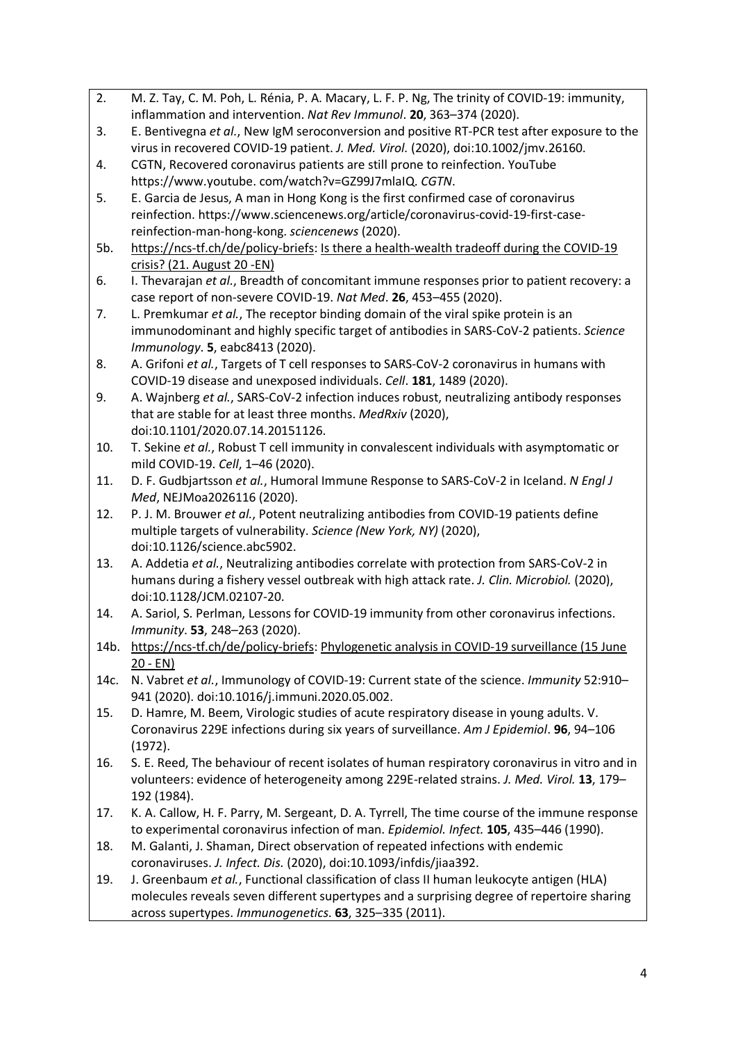2. M. Z. Tay, C. M. Poh, L. Rénia, P. A. Macary, L. F. P. Ng, The trinity of COVID-19: immunity, inflammation and intervention. *Nat Rev Immunol*. **20**, 363–374 (2020).
3. E. Bentivegna *et al.*, New IgM seroconversion and positive RT-PCR test after exposure to the virus in recovered COVID-19 patient. *J. Med. Virol.* (2020), doi:10.1002/jmv.26160.
4. CGTN, Recovered coronavirus patients are still prone to reinfection. YouTube https://www.youtube. com/watch?v=GZ99J7mlaIQ. *CGTN*.
5. E. Garcia de Jesus, A man in Hong Kong is the first confirmed case of coronavirus reinfection. https://www.sciencenews.org/article/coronavirus-covid-19-first-case-reinfection-man-hong-kong. *sciencenews* (2020).

5b. https://ncs-tf.ch/de/policy-briefs: Is there a health-wealth tradeoff during the COVID-19 crisis? (21. August 20 -EN)

6. I. Thevarajan *et al.*, Breadth of concomitant immune responses prior to patient recovery: a case report of non-severe COVID-19. *Nat Med*. **26**, 453–455 (2020).
7. L. Premkumar *et al.*, The receptor binding domain of the viral spike protein is an immunodominant and highly specific target of antibodies in SARS-CoV-2 patients. *Science Immunology*. **5**, eabc8413 (2020).
8. A. Grifoni *et al.*, Targets of T cell responses to SARS-CoV-2 coronavirus in humans with COVID-19 disease and unexposed individuals. *Cell*. **181**, 1489 (2020).
9. A. Wajnberg *et al.*, SARS-CoV-2 infection induces robust, neutralizing antibody responses that are stable for at least three months. *MedRxiv* (2020), doi:10.1101/2020.07.14.20151126.
10. T. Sekine *et al.*, Robust T cell immunity in convalescent individuals with asymptomatic or mild COVID-19. *Cell*, 1–46 (2020).
11. D. F. Gudbjartsson *et al.*, Humoral Immune Response to SARS-CoV-2 in Iceland. *N Engl J Med*, NEJMoa2026116 (2020).
12. P. J. M. Brouwer *et al.*, Potent neutralizing antibodies from COVID-19 patients define multiple targets of vulnerability. *Science (New York, NY)* (2020), doi:10.1126/science.abc5902.
13. A. Addetia *et al.*, Neutralizing antibodies correlate with protection from SARS-CoV-2 in humans during a fishery vessel outbreak with high attack rate. *J. Clin. Microbiol.* (2020), doi:10.1128/JCM.02107-20.
14. A. Sariol, S. Perlman, Lessons for COVID-19 immunity from other coronavirus infections. *Immunity*. **53**, 248–263 (2020).

14b. https://ncs-tf.ch/de/policy-briefs: Phylogenetic analysis in COVID-19 surveillance (15 June 20 - EN)

14c. N. Vabret *et al.*, Immunology of COVID-19: Current state of the science. *Immunity* 52:910–941 (2020). doi:10.1016/j.immuni.2020.05.002.

15. D. Hamre, M. Beem, Virologic studies of acute respiratory disease in young adults. V. Coronavirus 229E infections during six years of surveillance. *Am J Epidemiol*. **96**, 94–106 (1972).
16. S. E. Reed, The behaviour of recent isolates of human respiratory coronavirus in vitro and in volunteers: evidence of heterogeneity among 229E-related strains. *J. Med. Virol.* **13**, 179–192 (1984).
17. K. A. Callow, H. F. Parry, M. Sergeant, D. A. Tyrrell, The time course of the immune response to experimental coronavirus infection of man. *Epidemiol. Infect.* **105**, 435–446 (1990).
18. M. Galanti, J. Shaman, Direct observation of repeated infections with endemic coronaviruses. *J. Infect. Dis.* (2020), doi:10.1093/infdis/jiaa392.
19. J. Greenbaum *et al.*, Functional classification of class II human leukocyte antigen (HLA) molecules reveals seven different supertypes and a surprising degree of repertoire sharing across supertypes. *Immunogenetics*. **63**, 325–335 (2011).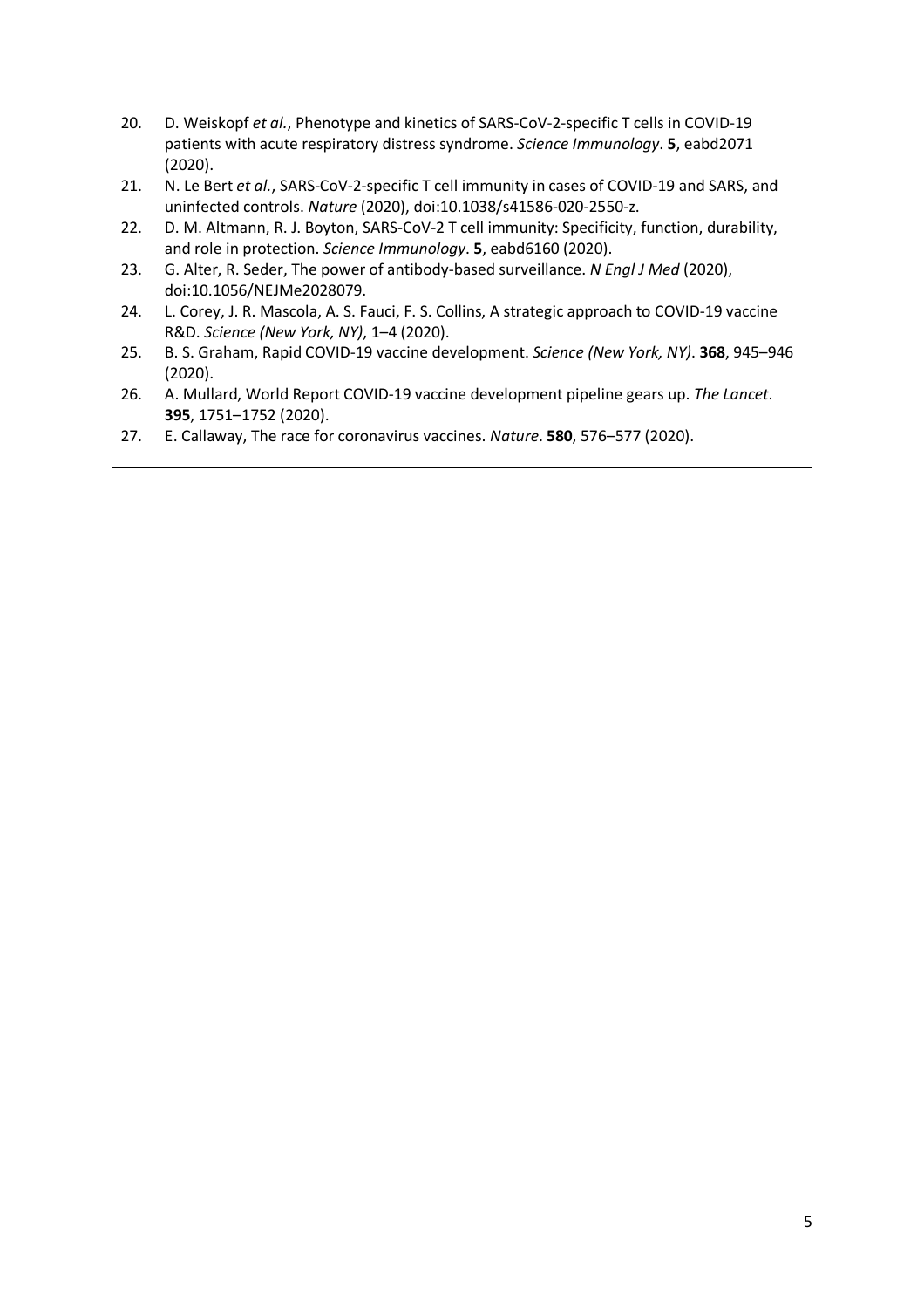20. D. Weiskopf *et al.*, Phenotype and kinetics of SARS-CoV-2-specific T cells in COVID-19 patients with acute respiratory distress syndrome. *Science Immunology*. **5**, eabd2071 (2020).
21. N. Le Bert *et al.*, SARS-CoV-2-specific T cell immunity in cases of COVID-19 and SARS, and uninfected controls. *Nature* (2020), doi:10.1038/s41586-020-2550-z.
22. D. M. Altmann, R. J. Boyton, SARS-CoV-2 T cell immunity: Specificity, function, durability, and role in protection. *Science Immunology*. **5**, eabd6160 (2020).
23. G. Alter, R. Seder, The power of antibody-based surveillance. *N Engl J Med* (2020), doi:10.1056/NEJMe2028079.
24. L. Corey, J. R. Mascola, A. S. Fauci, F. S. Collins, A strategic approach to COVID-19 vaccine R&D. *Science (New York, NY)*, 1–4 (2020).
25. B. S. Graham, Rapid COVID-19 vaccine development. *Science (New York, NY)*. **368**, 945–946 (2020).
26. A. Mullard, World Report COVID-19 vaccine development pipeline gears up. *The Lancet*. **395**, 1751–1752 (2020).
27. E. Callaway, The race for coronavirus vaccines. *Nature*. **580**, 576–577 (2020).